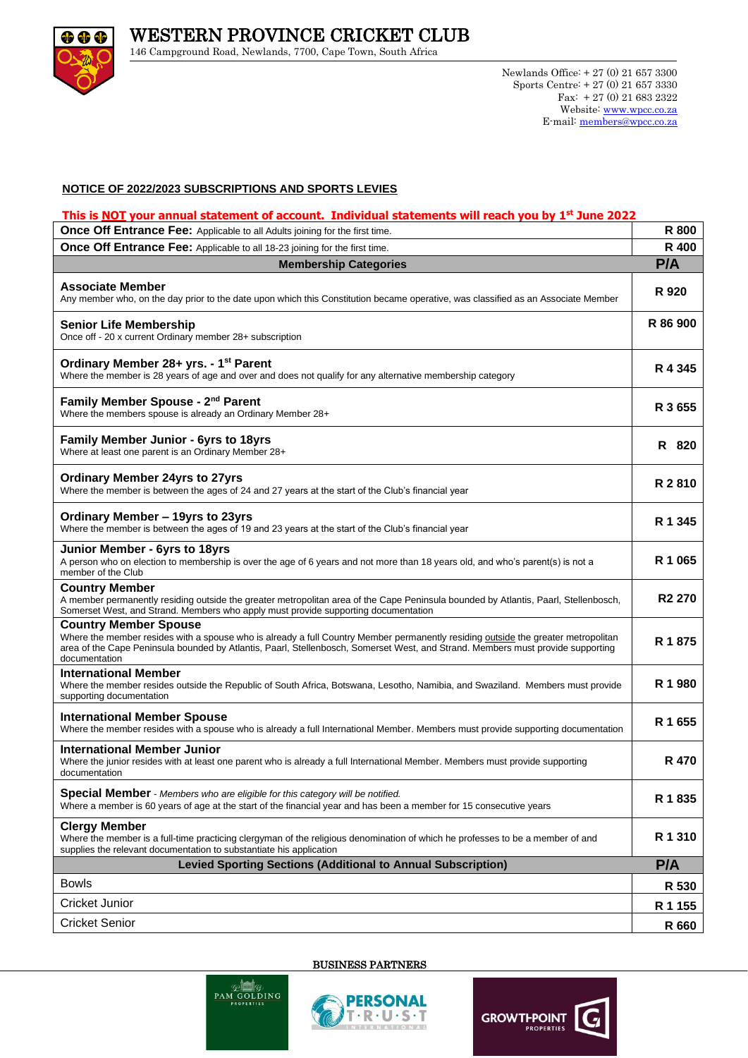# WESTERN PROVINCE CRICKET CLUB

146 Campground Road, Newlands, 7700, Cape Town, South Africa

Newlands Office: + 27 (0) 21 657 3300
Sports Centre: + 27 (0) 21 657 3330
Fax: + 27 (0) 21 683 2322
Website: www.wpcc.co.za
E-mail: members@wpcc.co.za

## NOTICE OF 2022/2023 SUBSCRIPTIONS AND SPORTS LEVIES

**This is NOT your annual statement of account. Individual statements will reach you by 1st June 2022**

| | |
|---|---|
| **Once Off Entrance Fee:** Applicable to all Adults joining for the first time. | **R 800** |
| **Once Off Entrance Fee:** Applicable to all 18-23 joining for the first time. | **R 400** |
| **Membership Categories** | **P/A** |
| **Associate Member**<br>Any member who, on the day prior to the date upon which this Constitution became operative, was classified as an Associate Member | **R 920** |
| **Senior Life Membership**<br>Once off - 20 x current Ordinary member 28+ subscription | **R 86 900** |
| **Ordinary Member 28+ yrs. - 1st Parent**<br>Where the member is 28 years of age and over and does not qualify for any alternative membership category | **R 4 345** |
| **Family Member Spouse - 2nd Parent**<br>Where the members spouse is already an Ordinary Member 28+ | **R 3 655** |
| **Family Member Junior - 6yrs to 18yrs**<br>Where at least one parent is an Ordinary Member 28+ | **R 820** |
| **Ordinary Member 24yrs to 27yrs**<br>Where the member is between the ages of 24 and 27 years at the start of the Club's financial year | **R 2 810** |
| **Ordinary Member – 19yrs to 23yrs**<br>Where the member is between the ages of 19 and 23 years at the start of the Club's financial year | **R 1 345** |
| **Junior Member - 6yrs to 18yrs**<br>A person who on election to membership is over the age of 6 years and not more than 18 years old, and who's parent(s) is not a member of the Club | **R 1 065** |
| **Country Member**<br>A member permanently residing outside the greater metropolitan area of the Cape Peninsula bounded by Atlantis, Paarl, Stellenbosch, Somerset West, and Strand. Members who apply must provide supporting documentation | **R2 270** |
| **Country Member Spouse**<br>Where the member resides with a spouse who is already a full Country Member permanently residing outside the greater metropolitan area of the Cape Peninsula bounded by Atlantis, Paarl, Stellenbosch, Somerset West, and Strand. Members must provide supporting documentation | **R 1 875** |
| **International Member**<br>Where the member resides outside the Republic of South Africa, Botswana, Lesotho, Namibia, and Swaziland. Members must provide supporting documentation | **R 1 980** |
| **International Member Spouse**<br>Where the member resides with a spouse who is already a full International Member. Members must provide supporting documentation | **R 1 655** |
| **International Member Junior**<br>Where the junior resides with at least one parent who is already a full International Member. Members must provide supporting documentation | **R 470** |
| **Special Member** - *Members who are eligible for this category will be notified.*<br>Where a member is 60 years of age at the start of the financial year and has been a member for 15 consecutive years | **R 1 835** |
| **Clergy Member**<br>Where the member is a full-time practicing clergyman of the religious denomination of which he professes to be a member of and supplies the relevant documentation to substantiate his application | **R 1 310** |
| **Levied Sporting Sections (Additional to Annual Subscription)** | **P/A** |
| Bowls | **R 530** |
| Cricket Junior | **R 1 155** |
| Cricket Senior | **R 660** |

BUSINESS PARTNERS

PAM GOLDING PROPERTIES — PERSONAL TRUST INTERNATIONAL — GROWTHPOINT PROPERTIES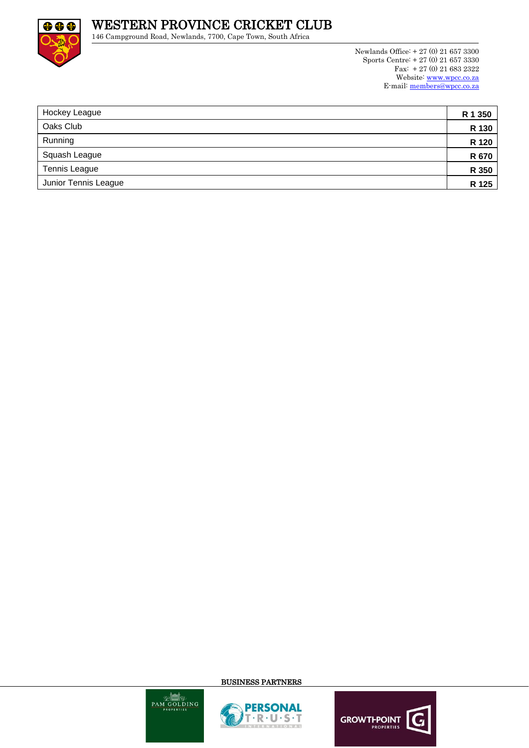# WESTERN PROVINCE CRICKET CLUB

146 Campground Road, Newlands, 7700, Cape Town, South Africa

Newlands Office: + 27 (0) 21 657 3300
Sports Centre: + 27 (0) 21 657 3330
Fax: + 27 (0) 21 683 2322
Website: www.wpcc.co.za
E-mail: members@wpcc.co.za

| | |
|---|---|
| Hockey League | **R 1 350** |
| Oaks Club | **R 130** |
| Running | **R 120** |
| Squash League | **R 670** |
| Tennis League | **R 350** |
| Junior Tennis League | **R 125** |

**BUSINESS PARTNERS**